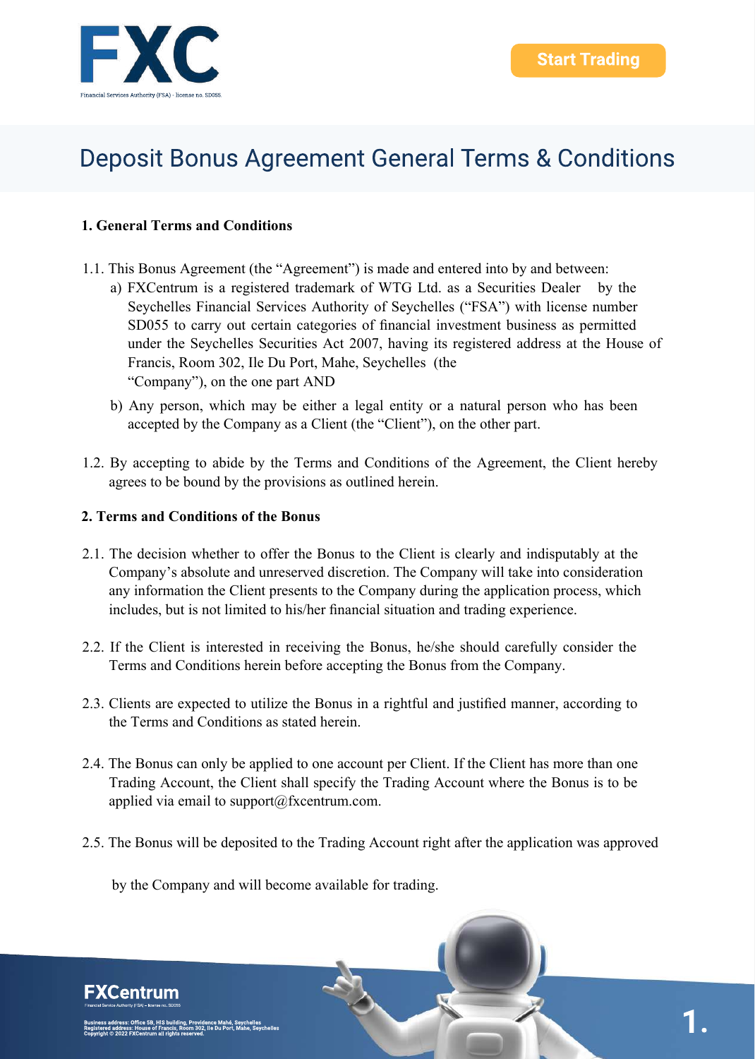# Deposit Bonus Agreement General Terms & Conditions

**1. General Terms and Conditions**

1.1. This Bonus Agreement (the "Agreement") is made and entered into by and between:

a) FXCentrum is a registered trademark of WTG Ltd. as a Securities Dealer by the Seychelles Financial Services Authority of Seychelles ("FSA") with license number SD055 to carry out certain categories of financial investment business as permitted under the Seychelles Securities Act 2007, having its registered address at the House of Francis, Room 302, Ile Du Port, Mahe, Seychelles (the "Company"), on the one part AND

b) Any person, which may be either a legal entity or a natural person who has been accepted by the Company as a Client (the "Client"), on the other part.

1.2. By accepting to abide by the Terms and Conditions of the Agreement, the Client hereby agrees to be bound by the provisions as outlined herein.

**2. Terms and Conditions of the Bonus**

2.1. The decision whether to offer the Bonus to the Client is clearly and indisputably at the Company's absolute and unreserved discretion. The Company will take into consideration any information the Client presents to the Company during the application process, which includes, but is not limited to his/her financial situation and trading experience.

2.2. If the Client is interested in receiving the Bonus, he/she should carefully consider the Terms and Conditions herein before accepting the Bonus from the Company.

2.3. Clients are expected to utilize the Bonus in a rightful and justified manner, according to the Terms and Conditions as stated herein.

2.4. The Bonus can only be applied to one account per Client. If the Client has more than one Trading Account, the Client shall specify the Trading Account where the Bonus is to be applied via email to support@fxcentrum.com.

2.5. The Bonus will be deposited to the Trading Account right after the application was approved by the Company and will become available for trading.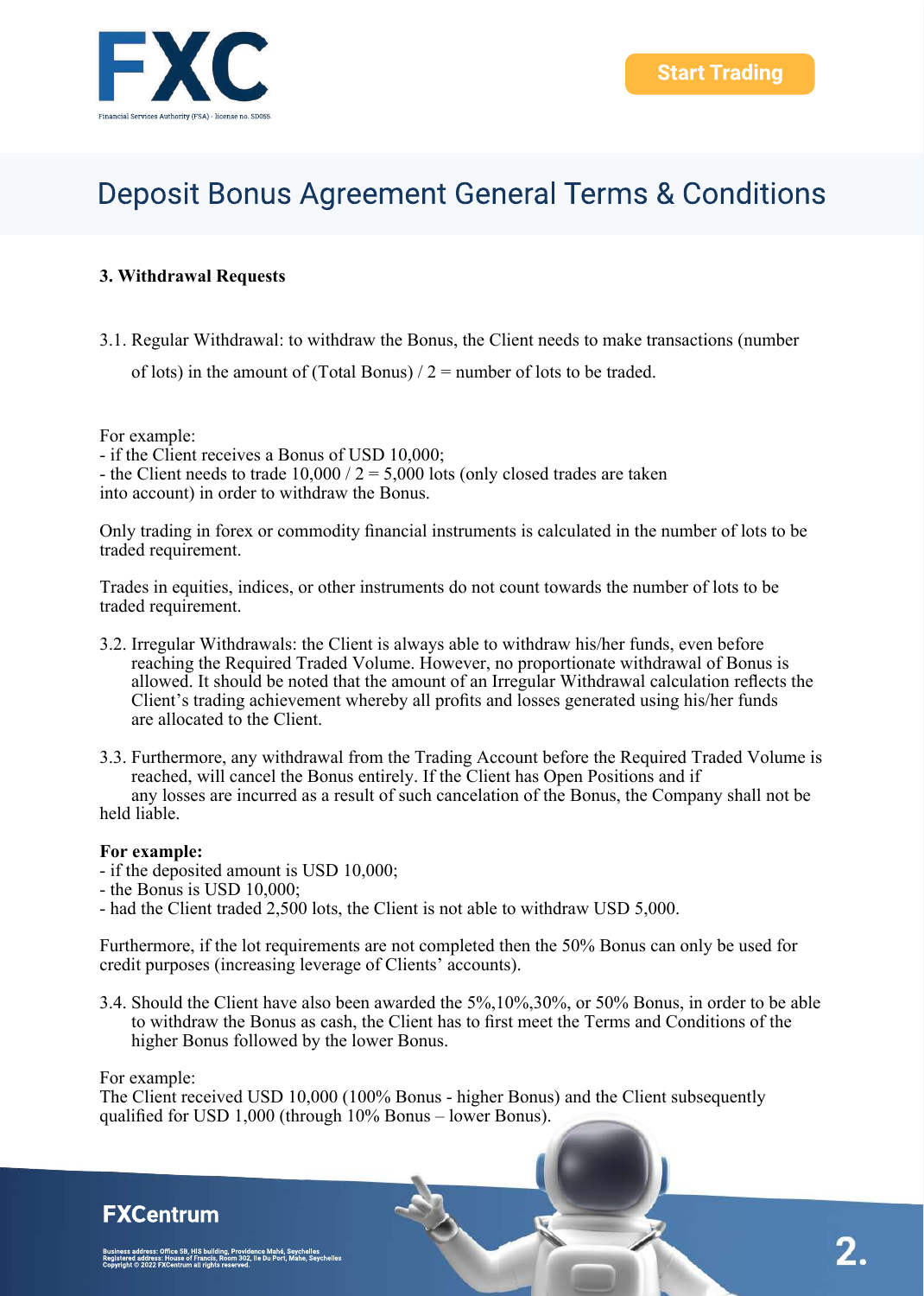# Deposit Bonus Agreement General Terms & Conditions

**3. Withdrawal Requests**

3.1. Regular Withdrawal: to withdraw the Bonus, the Client needs to make transactions (number of lots) in the amount of (Total Bonus) / 2 = number of lots to be traded.

For example:
- if the Client receives a Bonus of USD 10,000;
- the Client needs to trade 10,000 / 2 = 5,000 lots (only closed trades are taken into account) in order to withdraw the Bonus.

Only trading in forex or commodity financial instruments is calculated in the number of lots to be traded requirement.

Trades in equities, indices, or other instruments do not count towards the number of lots to be traded requirement.

3.2. Irregular Withdrawals: the Client is always able to withdraw his/her funds, even before reaching the Required Traded Volume. However, no proportionate withdrawal of Bonus is allowed. It should be noted that the amount of an Irregular Withdrawal calculation reflects the Client's trading achievement whereby all profits and losses generated using his/her funds are allocated to the Client.

3.3. Furthermore, any withdrawal from the Trading Account before the Required Traded Volume is reached, will cancel the Bonus entirely. If the Client has Open Positions and if any losses are incurred as a result of such cancelation of the Bonus, the Company shall not be held liable.

**For example:**
- if the deposited amount is USD 10,000;
- the Bonus is USD 10,000;
- had the Client traded 2,500 lots, the Client is not able to withdraw USD 5,000.

Furthermore, if the lot requirements are not completed then the 50% Bonus can only be used for credit purposes (increasing leverage of Clients' accounts).

3.4. Should the Client have also been awarded the 5%,10%,30%, or 50% Bonus, in order to be able to withdraw the Bonus as cash, the Client has to first meet the Terms and Conditions of the higher Bonus followed by the lower Bonus.

For example:
The Client received USD 10,000 (100% Bonus - higher Bonus) and the Client subsequently qualified for USD 1,000 (through 10% Bonus – lower Bonus).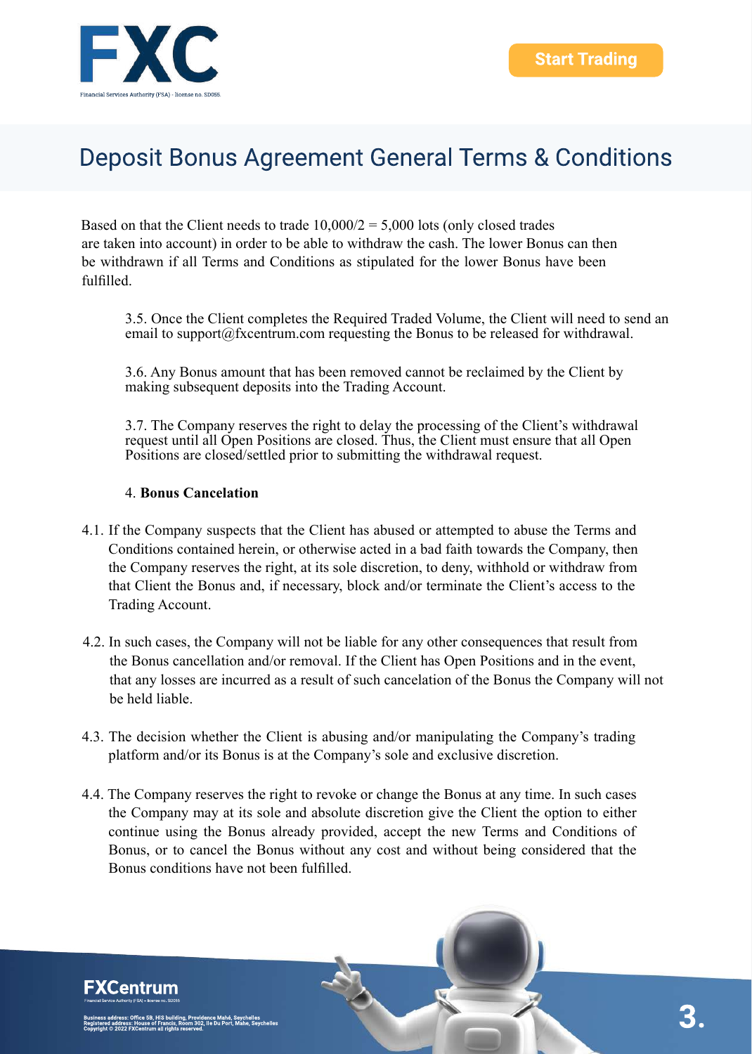# Deposit Bonus Agreement General Terms & Conditions

Based on that the Client needs to trade 10,000/2 = 5,000 lots (only closed trades are taken into account) in order to be able to withdraw the cash. The lower Bonus can then be withdrawn if all Terms and Conditions as stipulated for the lower Bonus have been fulfilled.

3.5. Once the Client completes the Required Traded Volume, the Client will need to send an email to support@fxcentrum.com requesting the Bonus to be released for withdrawal.

3.6. Any Bonus amount that has been removed cannot be reclaimed by the Client by making subsequent deposits into the Trading Account.

3.7. The Company reserves the right to delay the processing of the Client's withdrawal request until all Open Positions are closed. Thus, the Client must ensure that all Open Positions are closed/settled prior to submitting the withdrawal request.

4. **Bonus Cancelation**

4.1. If the Company suspects that the Client has abused or attempted to abuse the Terms and Conditions contained herein, or otherwise acted in a bad faith towards the Company, then the Company reserves the right, at its sole discretion, to deny, withhold or withdraw from that Client the Bonus and, if necessary, block and/or terminate the Client's access to the Trading Account.

4.2. In such cases, the Company will not be liable for any other consequences that result from the Bonus cancellation and/or removal. If the Client has Open Positions and in the event, that any losses are incurred as a result of such cancelation of the Bonus the Company will not be held liable.

4.3. The decision whether the Client is abusing and/or manipulating the Company's trading platform and/or its Bonus is at the Company's sole and exclusive discretion.

4.4. The Company reserves the right to revoke or change the Bonus at any time. In such cases the Company may at its sole and absolute discretion give the Client the option to either continue using the Bonus already provided, accept the new Terms and Conditions of Bonus, or to cancel the Bonus without any cost and without being considered that the Bonus conditions have not been fulfilled.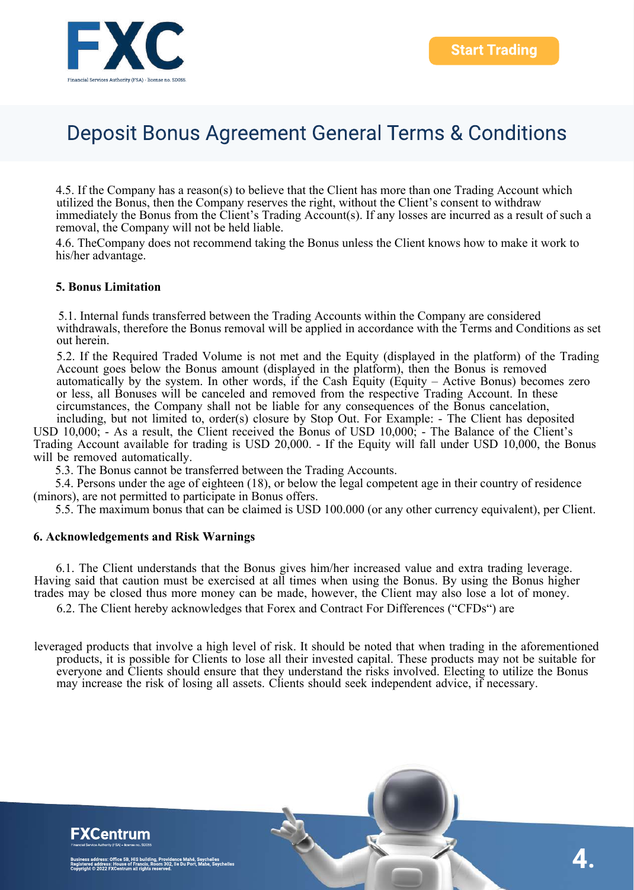4.5. If the Company has a reason(s) to believe that the Client has more than one Trading Account which utilized the Bonus, then the Company reserves the right, without the Client's consent to withdraw immediately the Bonus from the Client's Trading Account(s). If any losses are incurred as a result of such a removal, the Company will not be held liable.

4.6. TheCompany does not recommend taking the Bonus unless the Client knows how to make it work to his/her advantage.

**5. Bonus Limitation**

5.1. Internal funds transferred between the Trading Accounts within the Company are considered withdrawals, therefore the Bonus removal will be applied in accordance with the Terms and Conditions as set out herein.

5.2. If the Required Traded Volume is not met and the Equity (displayed in the platform) of the Trading Account goes below the Bonus amount (displayed in the platform), then the Bonus is removed automatically by the system. In other words, if the Cash Equity (Equity – Active Bonus) becomes zero or less, all Bonuses will be canceled and removed from the respective Trading Account. In these circumstances, the Company shall not be liable for any consequences of the Bonus cancelation, including, but not limited to, order(s) closure by Stop Out. For Example: - The Client has deposited USD 10,000; - As a result, the Client received the Bonus of USD 10,000; - The Balance of the Client's Trading Account available for trading is USD 20,000. - If the Equity will fall under USD 10,000, the Bonus will be removed automatically.

5.3. The Bonus cannot be transferred between the Trading Accounts.

5.4. Persons under the age of eighteen (18), or below the legal competent age in their country of residence (minors), are not permitted to participate in Bonus offers.

5.5. The maximum bonus that can be claimed is USD 100.000 (or any other currency equivalent), per Client.

**6. Acknowledgements and Risk Warnings**

6.1. The Client understands that the Bonus gives him/her increased value and extra trading leverage. Having said that caution must be exercised at all times when using the Bonus. By using the Bonus higher trades may be closed thus more money can be made, however, the Client may also lose a lot of money.

6.2. The Client hereby acknowledges that Forex and Contract For Differences ("CFDs") are leveraged products that involve a high level of risk. It should be noted that when trading in the aforementioned products, it is possible for Clients to lose all their invested capital. These products may not be suitable for everyone and Clients should ensure that they understand the risks involved. Electing to utilize the Bonus may increase the risk of losing all assets. Clients should seek independent advice, if necessary.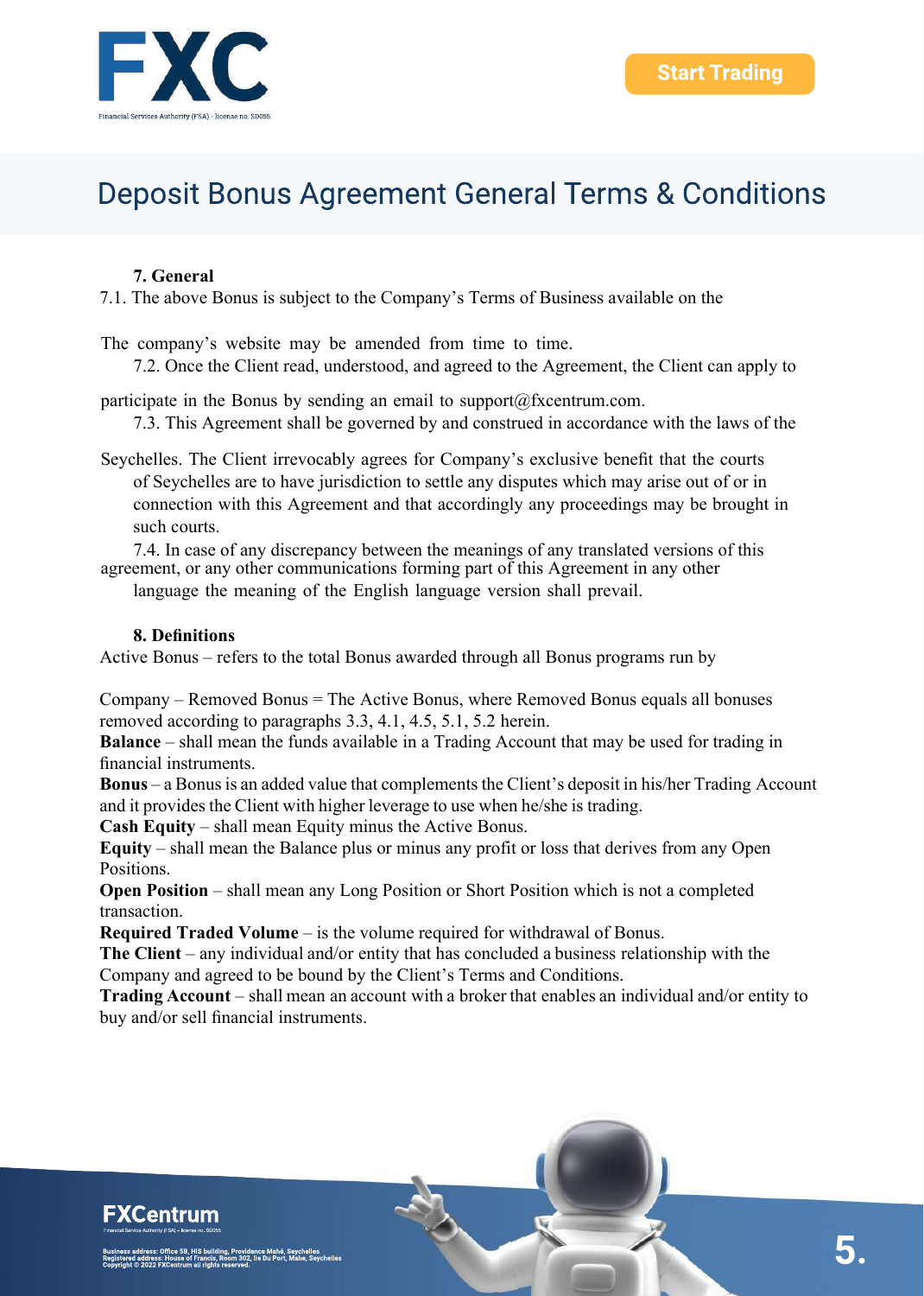# Deposit Bonus Agreement General Terms & Conditions

**7. General**

7.1. The above Bonus is subject to the Company's Terms of Business available on the

The company's website may be amended from time to time.

7.2. Once the Client read, understood, and agreed to the Agreement, the Client can apply to participate in the Bonus by sending an email to support@fxcentrum.com.

7.3. This Agreement shall be governed by and construed in accordance with the laws of the Seychelles. The Client irrevocably agrees for Company's exclusive benefit that the courts of Seychelles are to have jurisdiction to settle any disputes which may arise out of or in connection with this Agreement and that accordingly any proceedings may be brought in such courts.

7.4. In case of any discrepancy between the meanings of any translated versions of this agreement, or any other communications forming part of this Agreement in any other language the meaning of the English language version shall prevail.

**8. Definitions**

Active Bonus – refers to the total Bonus awarded through all Bonus programs run by

Company – Removed Bonus = The Active Bonus, where Removed Bonus equals all bonuses removed according to paragraphs 3.3, 4.1, 4.5, 5.1, 5.2 herein.

**Balance** – shall mean the funds available in a Trading Account that may be used for trading in financial instruments.

**Bonus** – a Bonus is an added value that complements the Client's deposit in his/her Trading Account and it provides the Client with higher leverage to use when he/she is trading.

**Cash Equity** – shall mean Equity minus the Active Bonus.

**Equity** – shall mean the Balance plus or minus any profit or loss that derives from any Open Positions.

**Open Position** – shall mean any Long Position or Short Position which is not a completed transaction.

**Required Traded Volume** – is the volume required for withdrawal of Bonus.

**The Client** – any individual and/or entity that has concluded a business relationship with the Company and agreed to be bound by the Client's Terms and Conditions.

**Trading Account** – shall mean an account with a broker that enables an individual and/or entity to buy and/or sell financial instruments.